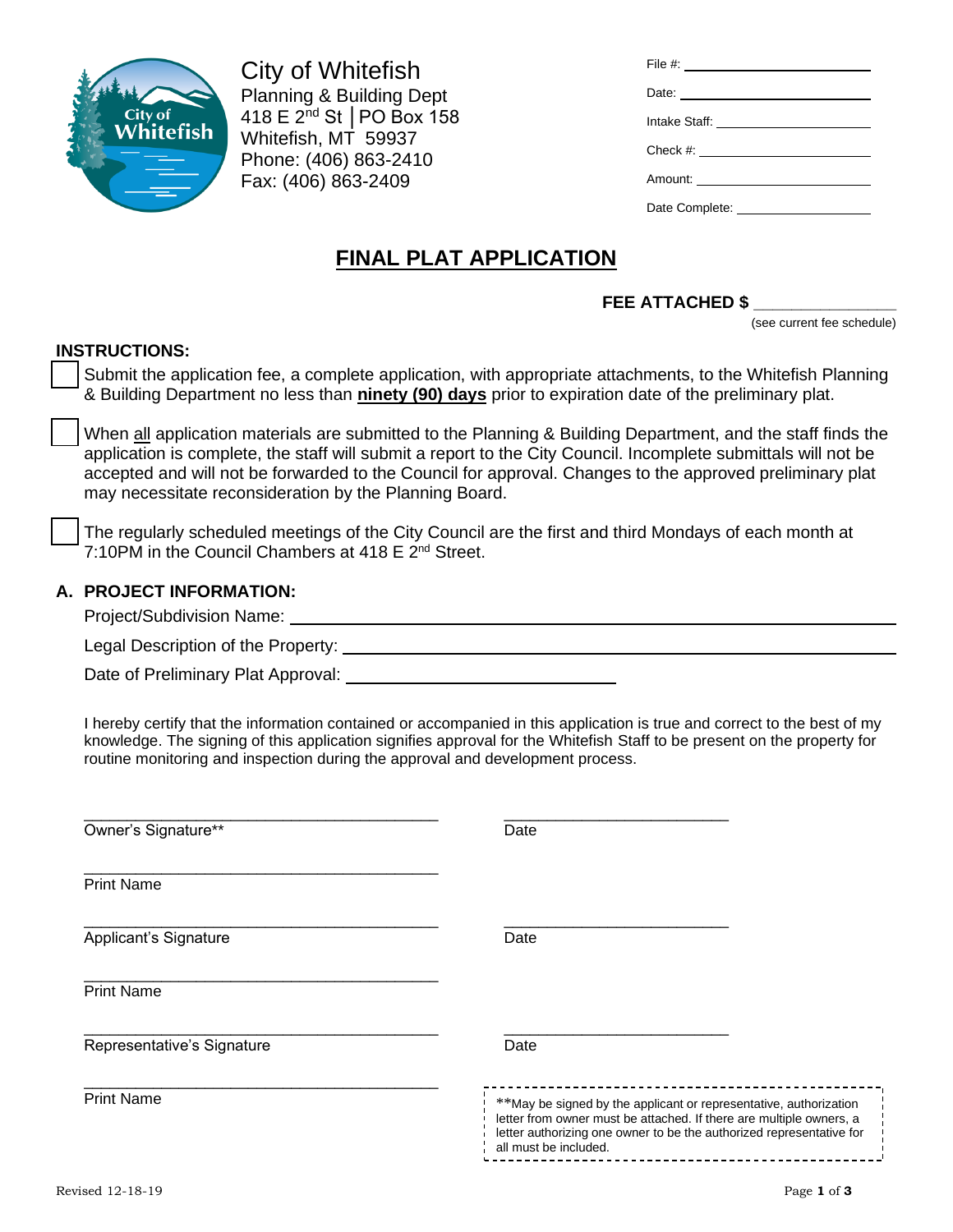City of Whitefish
Planning & Building Dept
418 E 2nd St │PO Box 158
Whitefish, MT 59937
Phone: (406) 863-2410
Fax: (406) 863-2409

File #: ____________________

Date: ____________________

Intake Staff: ____________________

Check #: ____________________

Amount: ____________________

Date Complete: ____________________

# FINAL PLAT APPLICATION

**FEE ATTACHED $ _______________**
(see current fee schedule)

## INSTRUCTIONS:

- [ ] Submit the application fee, a complete application, with appropriate attachments, to the Whitefish Planning & Building Department no less than **ninety (90) days** prior to expiration date of the preliminary plat.

- [ ] When all application materials are submitted to the Planning & Building Department, and the staff finds the application is complete, the staff will submit a report to the City Council. Incomplete submittals will not be accepted and will not be forwarded to the Council for approval. Changes to the approved preliminary plat may necessitate reconsideration by the Planning Board.

- [ ] The regularly scheduled meetings of the City Council are the first and third Mondays of each month at 7:10PM in the Council Chambers at 418 E 2nd Street.

## A. PROJECT INFORMATION:

Project/Subdivision Name: ________________________________________

Legal Description of the Property: ________________________________________

Date of Preliminary Plat Approval: ____________________

I hereby certify that the information contained or accompanied in this application is true and correct to the best of my knowledge. The signing of this application signifies approval for the Whitefish Staff to be present on the property for routine monitoring and inspection during the approval and development process.

________________________________________ ____________________
Owner's Signature** Date

________________________________________
Print Name

________________________________________ ____________________
Applicant's Signature Date

________________________________________
Print Name

________________________________________ ____________________
Representative's Signature Date

________________________________________
Print Name

**May be signed by the applicant or representative, authorization letter from owner must be attached. If there are multiple owners, a letter authorizing one owner to be the authorized representative for all must be included.

Revised 12-18-19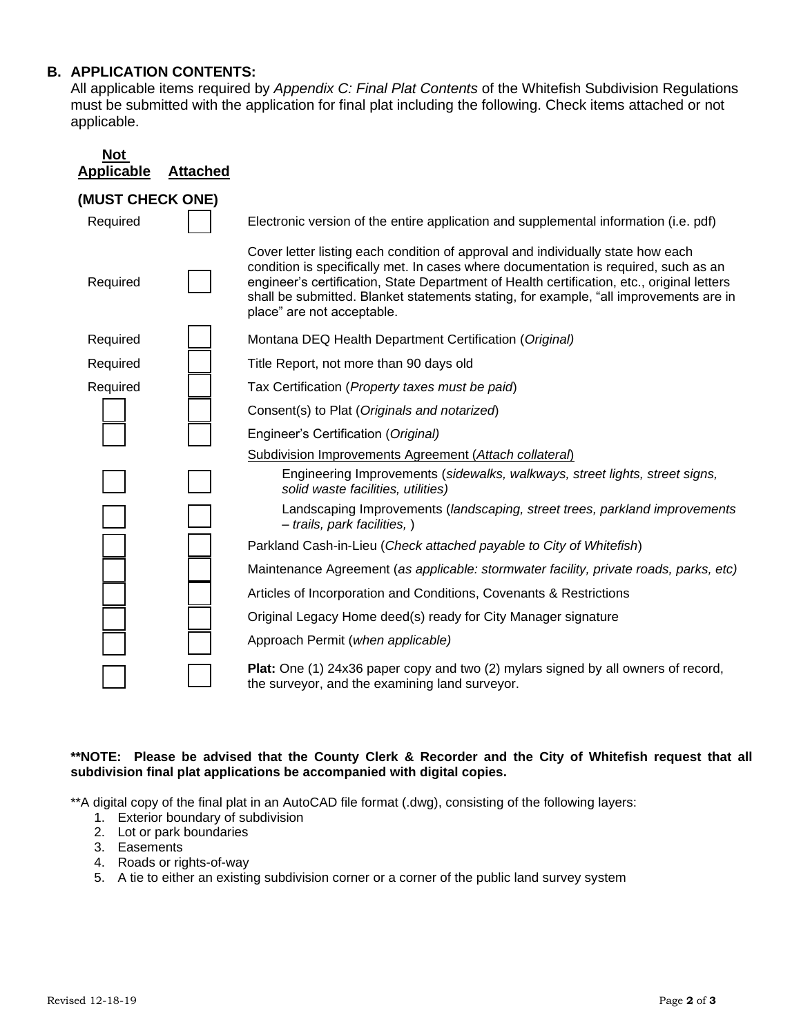## B. APPLICATION CONTENTS:

All applicable items required by *Appendix C: Final Plat Contents* of the Whitefish Subdivision Regulations must be submitted with the application for final plat including the following. Check items attached or not applicable.

| Not Applicable | Attached | |
|---|---|---|
| **(MUST CHECK ONE)** | | |
| Required | ☐ | Electronic version of the entire application and supplemental information (i.e. pdf) |
| Required | ☐ | Cover letter listing each condition of approval and individually state how each condition is specifically met. In cases where documentation is required, such as an engineer's certification, State Department of Health certification, etc., original letters shall be submitted. Blanket statements stating, for example, "all improvements are in place" are not acceptable. |
| Required | ☐ | Montana DEQ Health Department Certification (*Original)* |
| Required | ☐ | Title Report, not more than 90 days old |
| Required | ☐ | Tax Certification (*Property taxes must be paid*) |
| ☐ | ☐ | Consent(s) to Plat (*Originals and notarized*) |
| ☐ | ☐ | Engineer's Certification (*Original)* |
| | | <u>Subdivision Improvements Agreement (*Attach collateral*)</u> |
| ☐ | ☐ | Engineering Improvements (*sidewalks, walkways, street lights, street signs, solid waste facilities, utilities)* |
| ☐ | ☐ | Landscaping Improvements (*landscaping, street trees, parkland improvements – trails, park facilities,* ) |
| ☐ | ☐ | Parkland Cash-in-Lieu (*Check attached payable to City of Whitefish*) |
| ☐ | ☐ | Maintenance Agreement (*as applicable: stormwater facility, private roads, parks, etc)* |
| ☐ | ☐ | Articles of Incorporation and Conditions, Covenants & Restrictions |
| ☐ | ☐ | Original Legacy Home deed(s) ready for City Manager signature |
| ☐ | ☐ | Approach Permit (*when applicable)* |
| ☐ | ☐ | **Plat:** One (1) 24x36 paper copy and two (2) mylars signed by all owners of record, the surveyor, and the examining land surveyor. |

****NOTE: Please be advised that the County Clerk & Recorder and the City of Whitefish request that all subdivision final plat applications be accompanied with digital copies.**

**A digital copy of the final plat in an AutoCAD file format (.dwg), consisting of the following layers:

1. Exterior boundary of subdivision
2. Lot or park boundaries
3. Easements
4. Roads or rights-of-way
5. A tie to either an existing subdivision corner or a corner of the public land survey system

Revised 12-18-19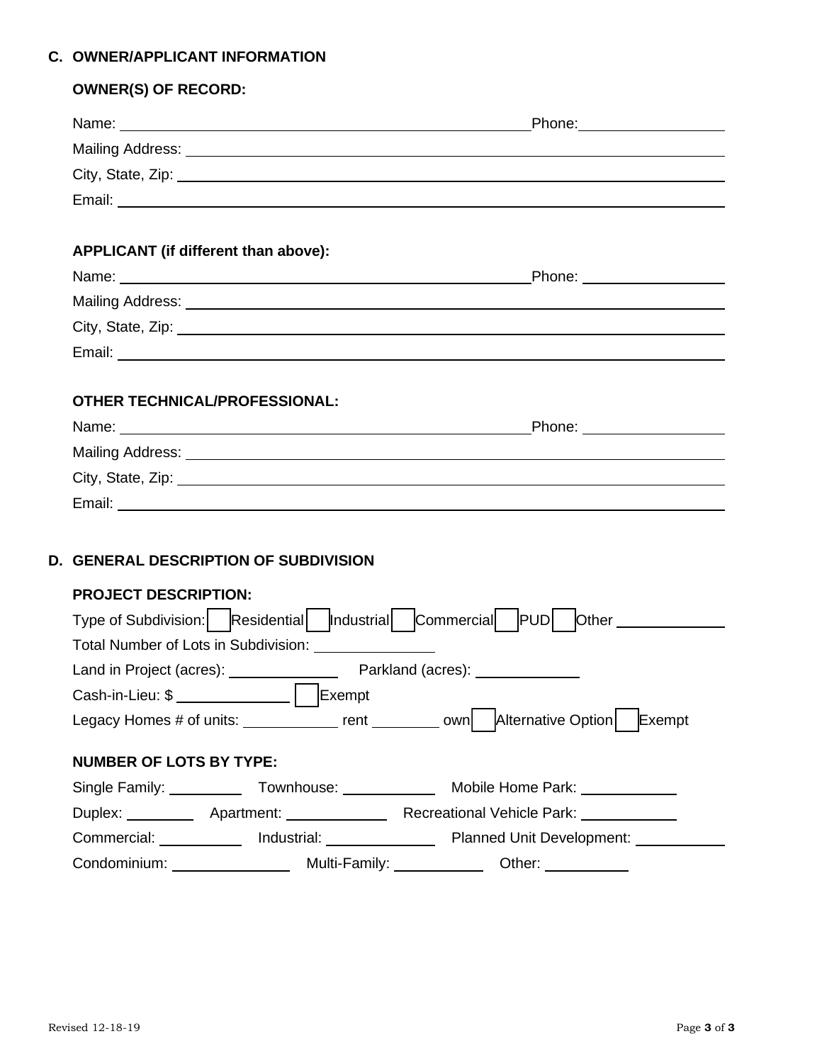## C. OWNER/APPLICANT INFORMATION

**OWNER(S) OF RECORD:**

Name: ______________________________ Phone: ______________

Mailing Address: ______________________________

City, State, Zip: ______________________________

Email: ______________________________

**APPLICANT (if different than above):**

Name: ______________________________ Phone: ______________

Mailing Address: ______________________________

City, State, Zip: ______________________________

Email: ______________________________

**OTHER TECHNICAL/PROFESSIONAL:**

Name: ______________________________ Phone: ______________

Mailing Address: ______________________________

City, State, Zip: ______________________________

Email: ______________________________

## D. GENERAL DESCRIPTION OF SUBDIVISION

**PROJECT DESCRIPTION:**

Type of Subdivision: ☐ Residential ☐ Industrial ☐ Commercial ☐ PUD ☐ Other ______________

Total Number of Lots in Subdivision: ______________

Land in Project (acres): ______________ Parkland (acres): ______________

Cash-in-Lieu: $ ______________ ☐ Exempt

Legacy Homes # of units: ______________ rent ______________ own ☐ Alternative Option ☐ Exempt

**NUMBER OF LOTS BY TYPE:**

Single Family: __________ Townhouse: __________ Mobile Home Park: __________

Duplex: __________ Apartment: __________ Recreational Vehicle Park: __________

Commercial: __________ Industrial: __________ Planned Unit Development: __________

Condominium: __________ Multi-Family: __________ Other: __________

Revised 12-18-19